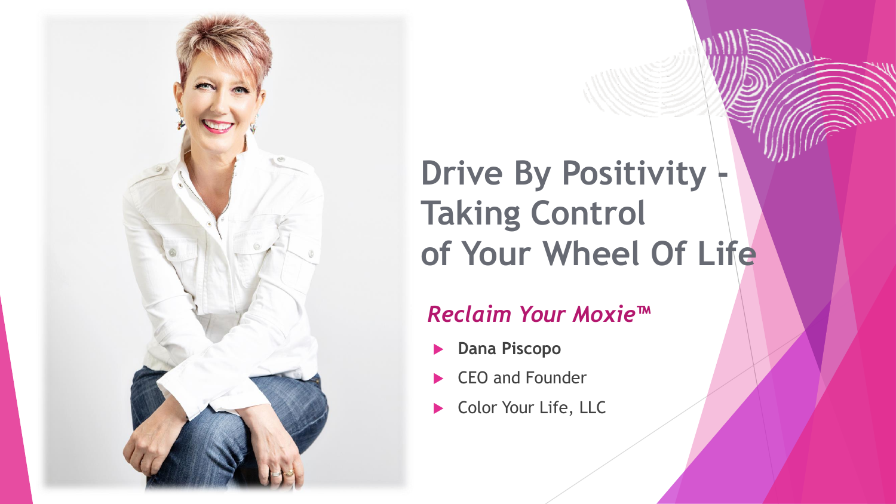# Drive By Positivity - Taking Control of Your Wheel Of Life

*Reclaim Your Moxie™*

- **Dana Piscopo**
- CEO and Founder
- Color Your Life, LLC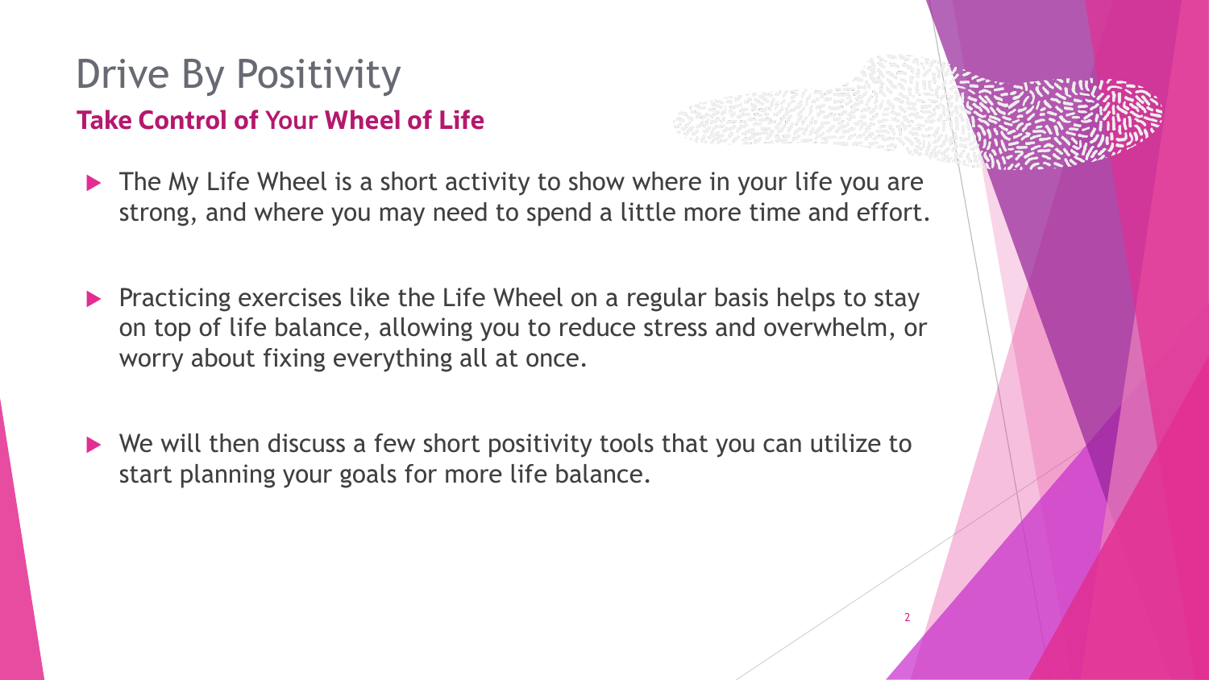# Drive By Positivity

## Take Control of Your Wheel of Life

- The My Life Wheel is a short activity to show where in your life you are strong, and where you may need to spend a little more time and effort.
- Practicing exercises like the Life Wheel on a regular basis helps to stay on top of life balance, allowing you to reduce stress and overwhelm, or worry about fixing everything all at once.
- We will then discuss a few short positivity tools that you can utilize to start planning your goals for more life balance.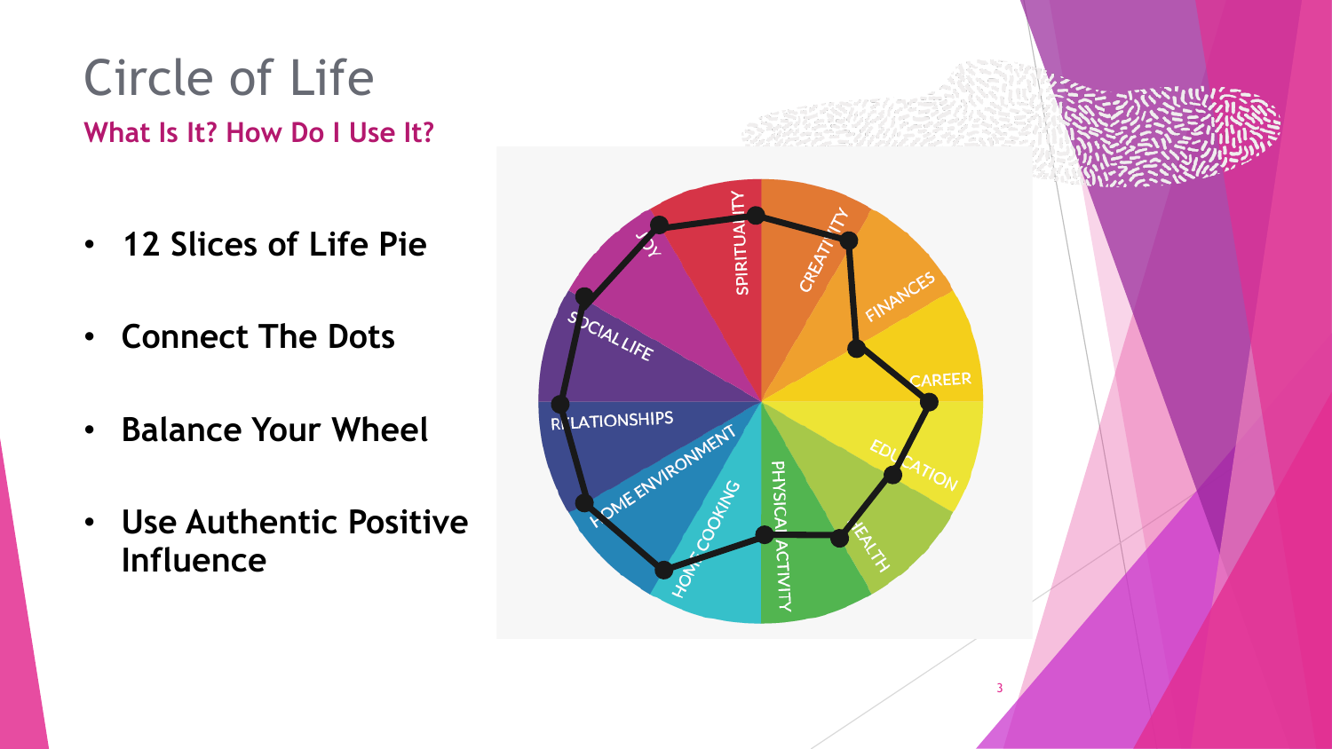# Circle of Life

## What Is It? How Do I Use It?

- **12 Slices of Life Pie**
- **Connect The Dots**
- **Balance Your Wheel**
- **Use Authentic Positive Influence**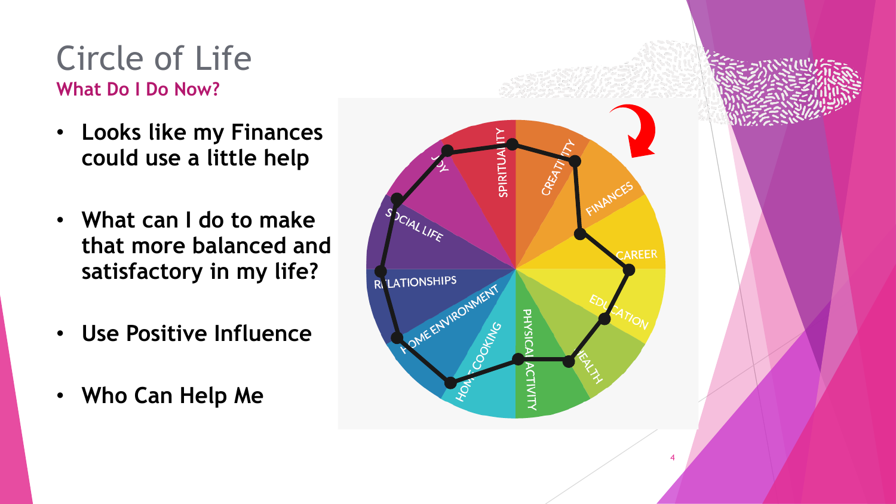# Circle of Life

## What Do I Do Now?

- **Looks like my Finances could use a little help**
- **What can I do to make that more balanced and satisfactory in my life?**
- **Use Positive Influence**
- **Who Can Help Me**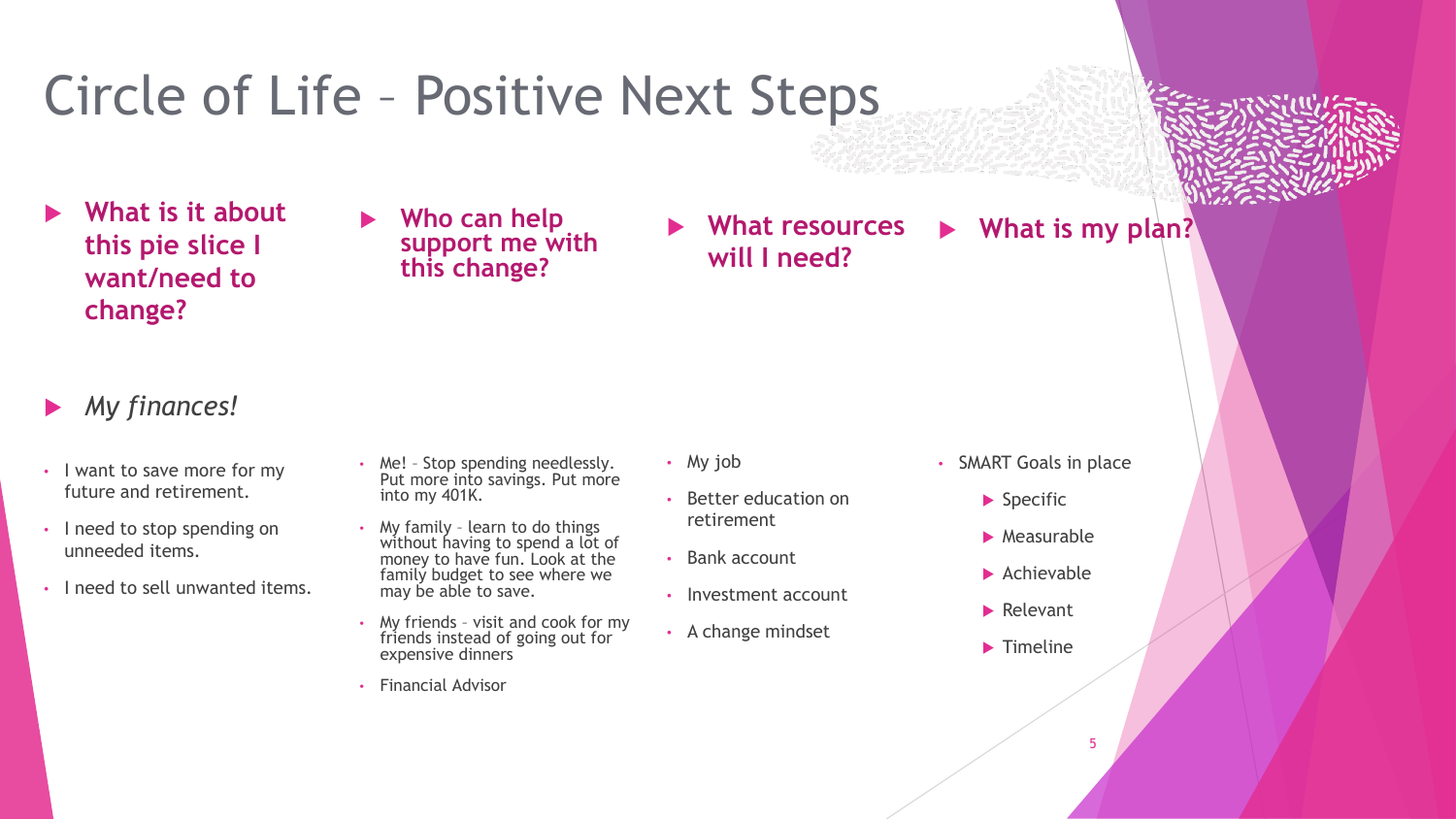# Circle of Life – Positive Next Steps

**What is it about this pie slice I want/need to change?**

*My finances!*

- I want to save more for my future and retirement.
- I need to stop spending on unneeded items.
- I need to sell unwanted items.

**Who can help support me with this change?**

- Me! – Stop spending needlessly. Put more into savings. Put more into my 401K.
- My family – learn to do things without having to spend a lot of money to have fun. Look at the family budget to see where we may be able to save.
- My friends – visit and cook for my friends instead of going out for expensive dinners
- Financial Advisor

**What resources will I need?**

- My job
- Better education on retirement
- Bank account
- Investment account
- A change mindset

**What is my plan?**

- SMART Goals in place
  - Specific
  - Measurable
  - Achievable
  - Relevant
  - Timeline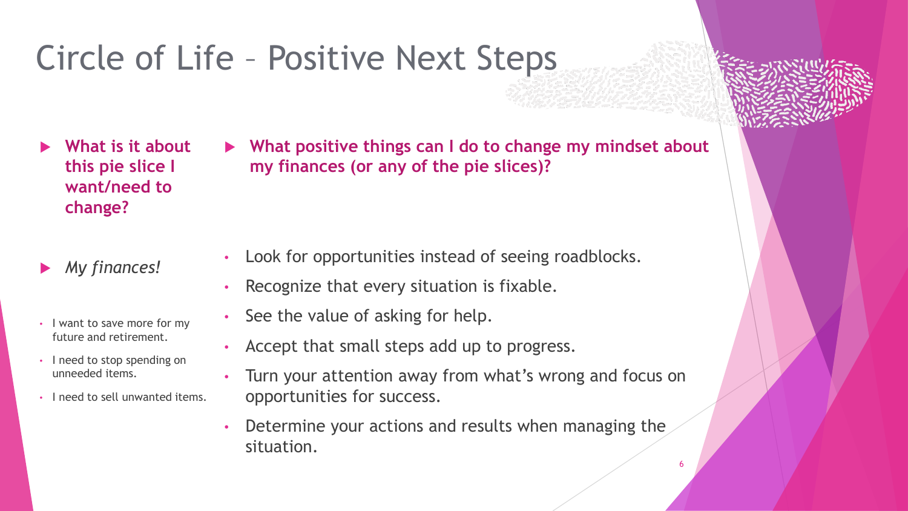# Circle of Life – Positive Next Steps

- **What is it about this pie slice I want/need to change?**

- *My finances!*

- I want to save more for my future and retirement.
- I need to stop spending on unneeded items.
- I need to sell unwanted items.

- **What positive things can I do to change my mindset about my finances (or any of the pie slices)?**

- Look for opportunities instead of seeing roadblocks.
- Recognize that every situation is fixable.
- See the value of asking for help.
- Accept that small steps add up to progress.
- Turn your attention away from what's wrong and focus on opportunities for success.
- Determine your actions and results when managing the situation.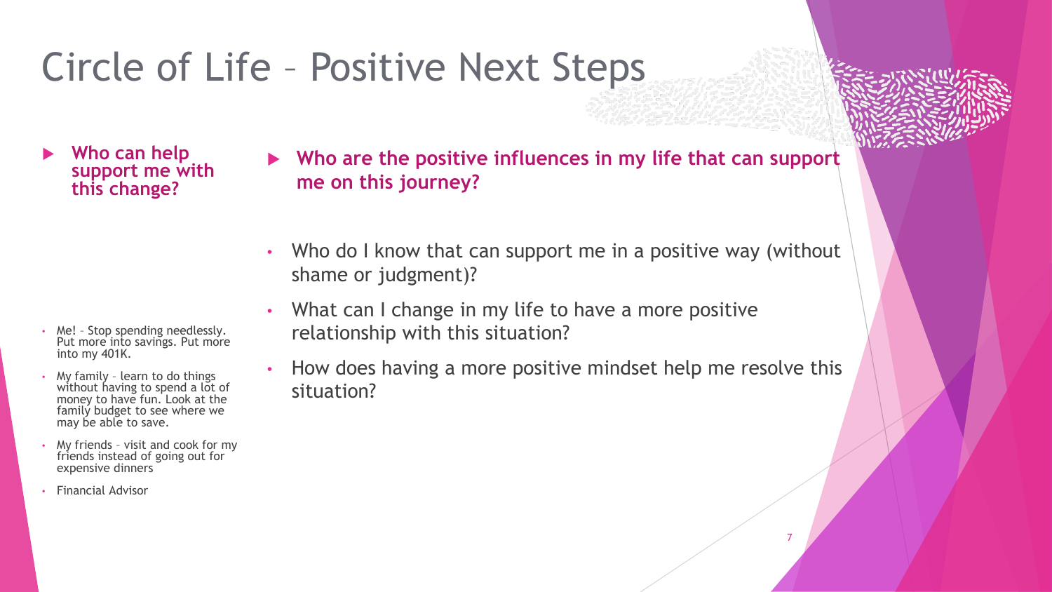# Circle of Life – Positive Next Steps

- **Who can help support me with this change?**

- Me! – Stop spending needlessly. Put more into savings. Put more into my 401K.
- My family – learn to do things without having to spend a lot of money to have fun. Look at the family budget to see where we may be able to save.
- My friends – visit and cook for my friends instead of going out for expensive dinners
- Financial Advisor

- **Who are the positive influences in my life that can support me on this journey?**

- Who do I know that can support me in a positive way (without shame or judgment)?
- What can I change in my life to have a more positive relationship with this situation?
- How does having a more positive mindset help me resolve this situation?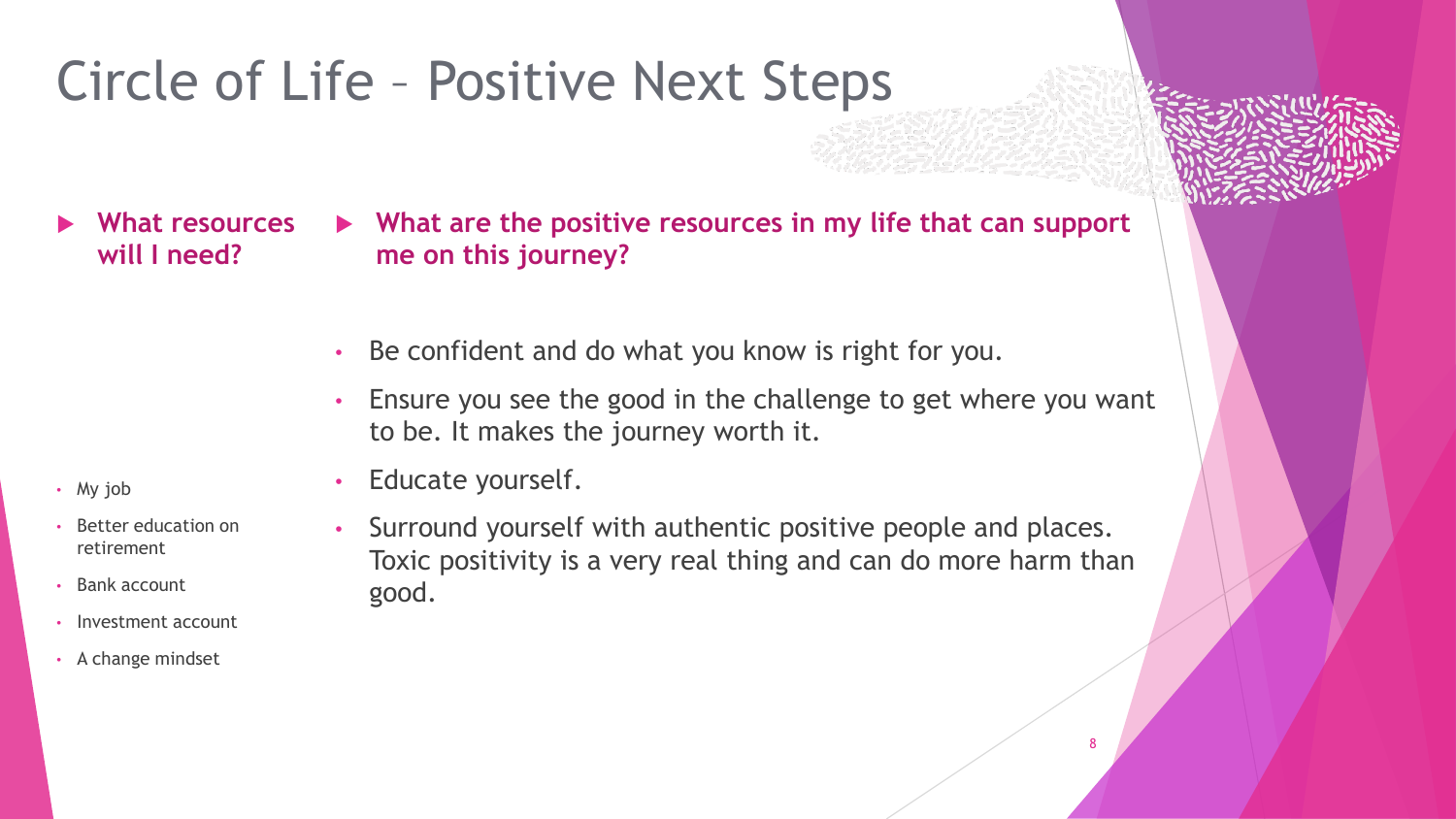# Circle of Life – Positive Next Steps

- **What resources will I need?**

  - My job
  - Better education on retirement
  - Bank account
  - Investment account
  - A change mindset

- **What are the positive resources in my life that can support me on this journey?**

  - Be confident and do what you know is right for you.
  - Ensure you see the good in the challenge to get where you want to be. It makes the journey worth it.
  - Educate yourself.
  - Surround yourself with authentic positive people and places. Toxic positivity is a very real thing and can do more harm than good.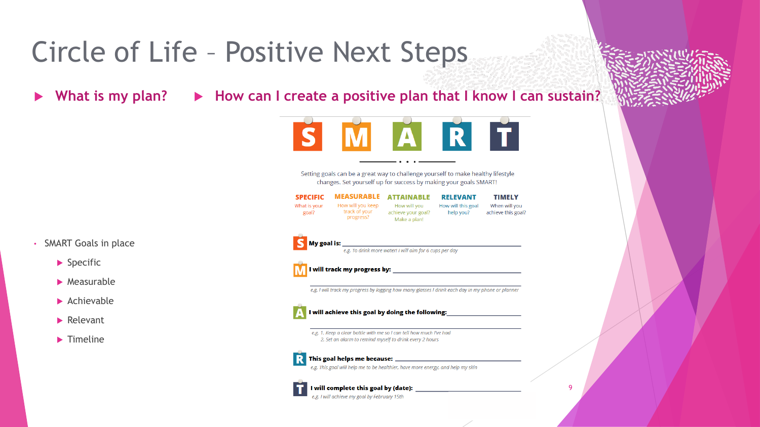# Circle of Life – Positive Next Steps

- **What is my plan?**
- **How can I create a positive plan that I know I can sustain?**

- SMART Goals in place
  - Specific
  - Measurable
  - Achievable
  - Relevant
  - Timeline

## S M A R T

Setting goals can be a great way to challenge yourself to make healthy lifestyle changes. Set yourself up for success by making your goals SMART!

| SPECIFIC | MEASURABLE | ATTAINABLE | RELEVANT | TIMELY |
|---|---|---|---|---|
| What is your goal? | How will you keep track of your progress? | How will you achieve your goal? Make a plan! | How will this goal help you? | When will you achieve this goal? |

**S** **My goal is:** ______________________________

*e.g. To drink more water! I will aim for 6 cups per day*

**M** **I will track my progress by:** ______________________________

*e.g. I will track my progress by logging how many glasses I drink each day in my phone or planner*

**A** **I will achieve this goal by doing the following:** ______________________________

*e.g. 1. Keep a clear bottle with me so I can tell how much I've had*
*2. Set an alarm to remind myself to drink every 2 hours*

**R** **This goal helps me because:** ______________________________

*e.g. This goal will help me to be healthier, have more energy, and help my skin*

**T** **I will complete this goal by (date):** ______________________________

*e.g. I will achieve my goal by February 15th*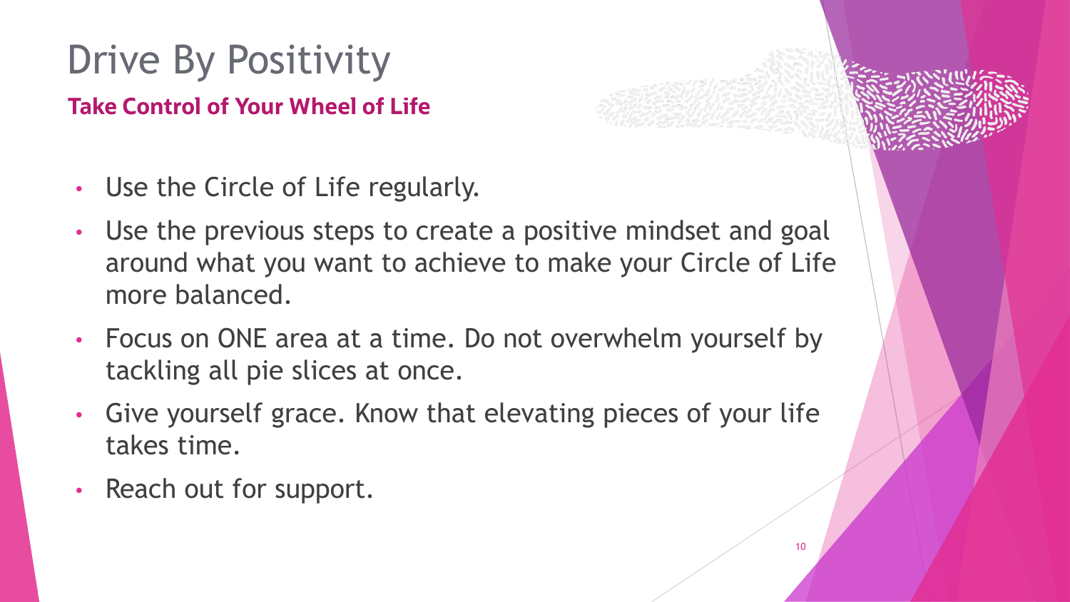# Drive By Positivity

## Take Control of Your Wheel of Life

- Use the Circle of Life regularly.
- Use the previous steps to create a positive mindset and goal around what you want to achieve to make your Circle of Life more balanced.
- Focus on ONE area at a time. Do not overwhelm yourself by tackling all pie slices at once.
- Give yourself grace. Know that elevating pieces of your life takes time.
- Reach out for support.